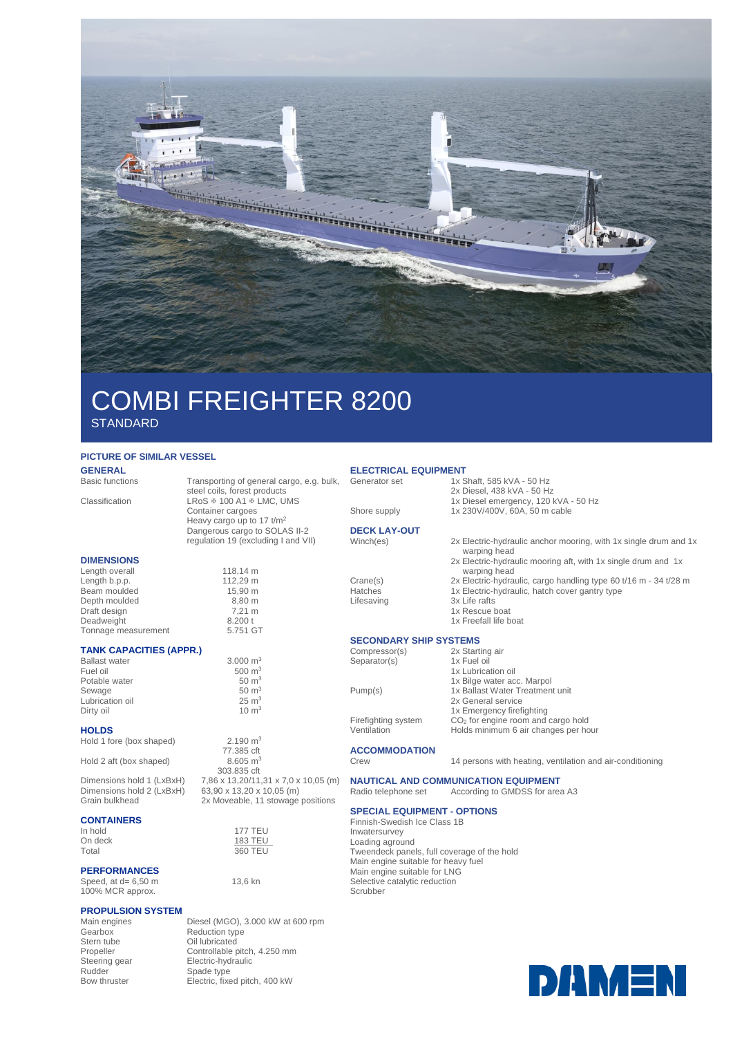# COMBI FREIGHTER 8200

STANDARD

**PICTURE OF SIMILAR VESSEL**

## GENERAL

| | |
|---|---|
| Basic functions | Transporting of general cargo, e.g. bulk, steel coils, forest products |
| Classification | LRoS ✠ 100 A1 ✠ LMC, UMS<br>Container cargoes<br>Heavy cargo up to 17 t/m$^2$<br>Dangerous cargo to SOLAS II-2 regulation 19 (excluding I and VII) |

## DIMENSIONS

| | |
|---|---|
| Length overall | 118,14 m |
| Length b.p.p. | 112,29 m |
| Beam moulded | 15,90 m |
| Depth moulded | 8,80 m |
| Draft design | 7,21 m |
| Deadweight | 8.200 t |
| Tonnage measurement | 5.751 GT |

## TANK CAPACITIES (APPR.)

| | |
|---|---|
| Ballast water | 3.000 m$^3$ |
| Fuel oil | 500 m$^3$ |
| Potable water | 50 m$^3$ |
| Sewage | 50 m$^3$ |
| Lubrication oil | 25 m$^3$ |
| Dirty oil | 10 m$^3$ |

## HOLDS

| | |
|---|---|
| Hold 1 fore (box shaped) | 2.190 m$^3$<br>77.385 cft |
| Hold 2 aft (box shaped) | 8.605 m$^3$<br>303.835 cft |
| Dimensions hold 1 (LxBxH) | 7,86 x 13,20/11,31 x 7,0 x 10,05 (m) |
| Dimensions hold 2 (LxBxH) | 63,90 x 13,20 x 10,05 (m) |
| Grain bulkhead | 2x Moveable, 11 stowage positions |

## CONTAINERS

| | |
|---|---|
| In hold | 177 TEU |
| On deck | 183 TEU |
| Total | 360 TEU |

## PERFORMANCES

| | |
|---|---|
| Speed, at d= 6,50 m<br>100% MCR approx. | 13,6 kn |

## PROPULSION SYSTEM

| | |
|---|---|
| Main engines | Diesel (MGO), 3.000 kW at 600 rpm |
| Gearbox | Reduction type |
| Stern tube | Oil lubricated |
| Propeller | Controllable pitch, 4.250 mm |
| Steering gear | Electric-hydraulic |
| Rudder | Spade type |
| Bow thruster | Electric, fixed pitch, 400 kW |

## ELECTRICAL EQUIPMENT

| | |
|---|---|
| Generator set | 1x Shaft, 585 kVA - 50 Hz<br>2x Diesel, 438 kVA - 50 Hz<br>1x Diesel emergency, 120 kVA - 50 Hz |
| Shore supply | 1x 230V/400V, 60A, 50 m cable |

## DECK LAY-OUT

| | |
|---|---|
| Winch(es) | 2x Electric-hydraulic anchor mooring, with 1x single drum and 1x warping head<br>2x Electric-hydraulic mooring aft, with 1x single drum and 1x warping head |
| Crane(s) | 2x Electric-hydraulic, cargo handling type 60 t/16 m - 34 t/28 m |
| Hatches | 1x Electric-hydraulic, hatch cover gantry type |
| Lifesaving | 3x Life rafts<br>1x Rescue boat<br>1x Freefall life boat |

## SECONDARY SHIP SYSTEMS

| | |
|---|---|
| Compressor(s) | 2x Starting air |
| Separator(s) | 1x Fuel oil<br>1x Lubrication oil<br>1x Bilge water acc. Marpol |
| Pump(s) | 1x Ballast Water Treatment unit<br>2x General service<br>1x Emergency firefighting |
| Firefighting system | $CO_2$ for engine room and cargo hold |
| Ventilation | Holds minimum 6 air changes per hour |

## ACCOMMODATION

| | |
|---|---|
| Crew | 14 persons with heating, ventilation and air-conditioning |

## NAUTICAL AND COMMUNICATION EQUIPMENT

| | |
|---|---|
| Radio telephone set | According to GMDSS for area A3 |

## SPECIAL EQUIPMENT - OPTIONS

- Finnish-Swedish Ice Class 1B
- Inwatersurvey
- Loading aground
- Tweendeck panels, full coverage of the hold
- Main engine suitable for heavy fuel
- Main engine suitable for LNG
- Selective catalytic reduction
- Scrubber

DAMEN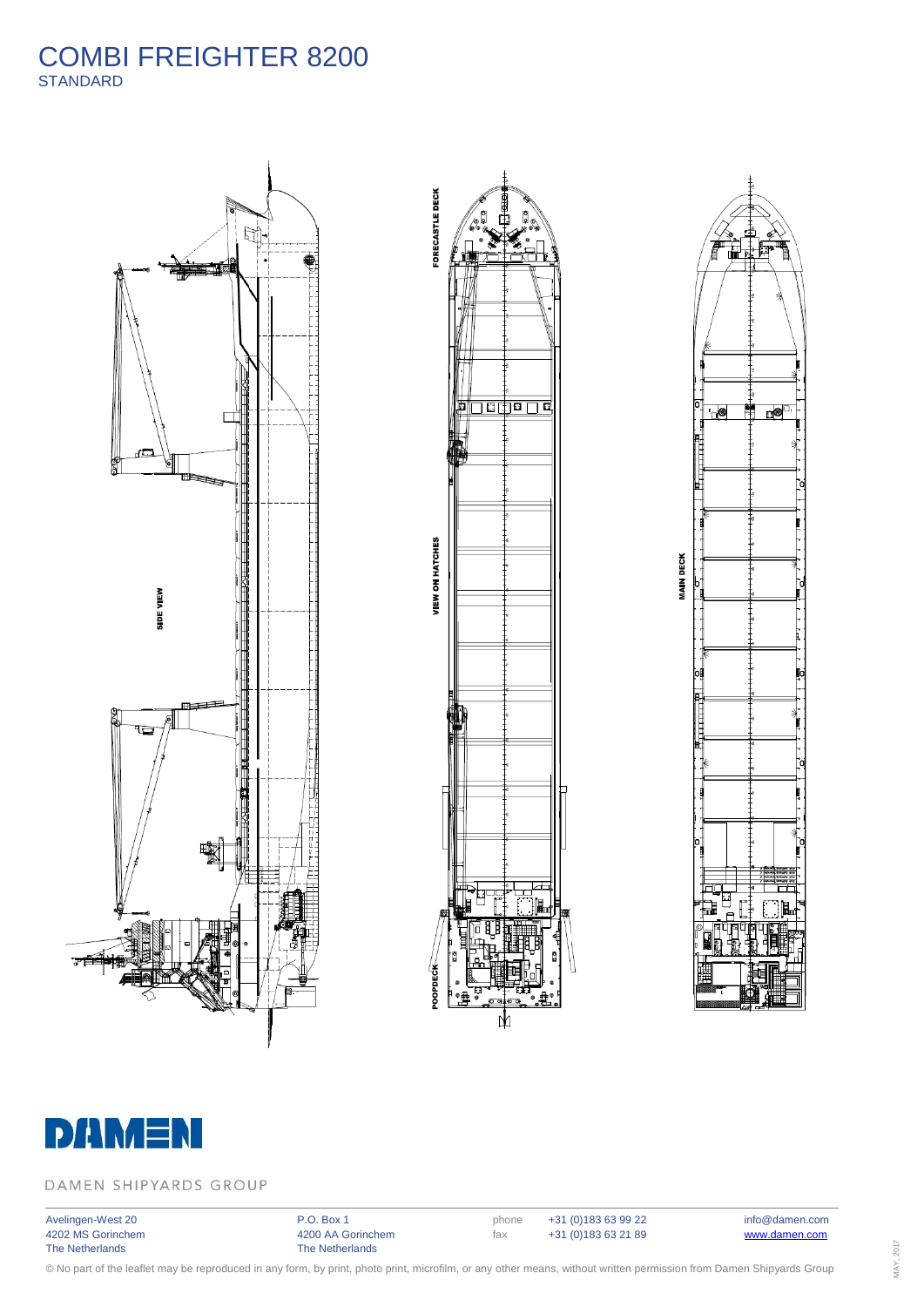# COMBI FREIGHTER 8200

STANDARD

SIDE VIEW

FORECASTLE DECK

VIEW ON HATCHES

POOPDECK

MAIN DECK

DAMEN

DAMEN SHIPYARDS GROUP

Avelingen-West 20
4202 MS Gorinchem
The Netherlands

P.O. Box 1
4200 AA Gorinchem
The Netherlands

phone +31 (0)183 63 99 22
fax +31 (0)183 63 21 89

info@damen.com
www.damen.com

© No part of the leaflet may be reproduced in any form, by print, photo print, microfilm, or any other means, without written permission from Damen Shipyards Group

MAY, 2017